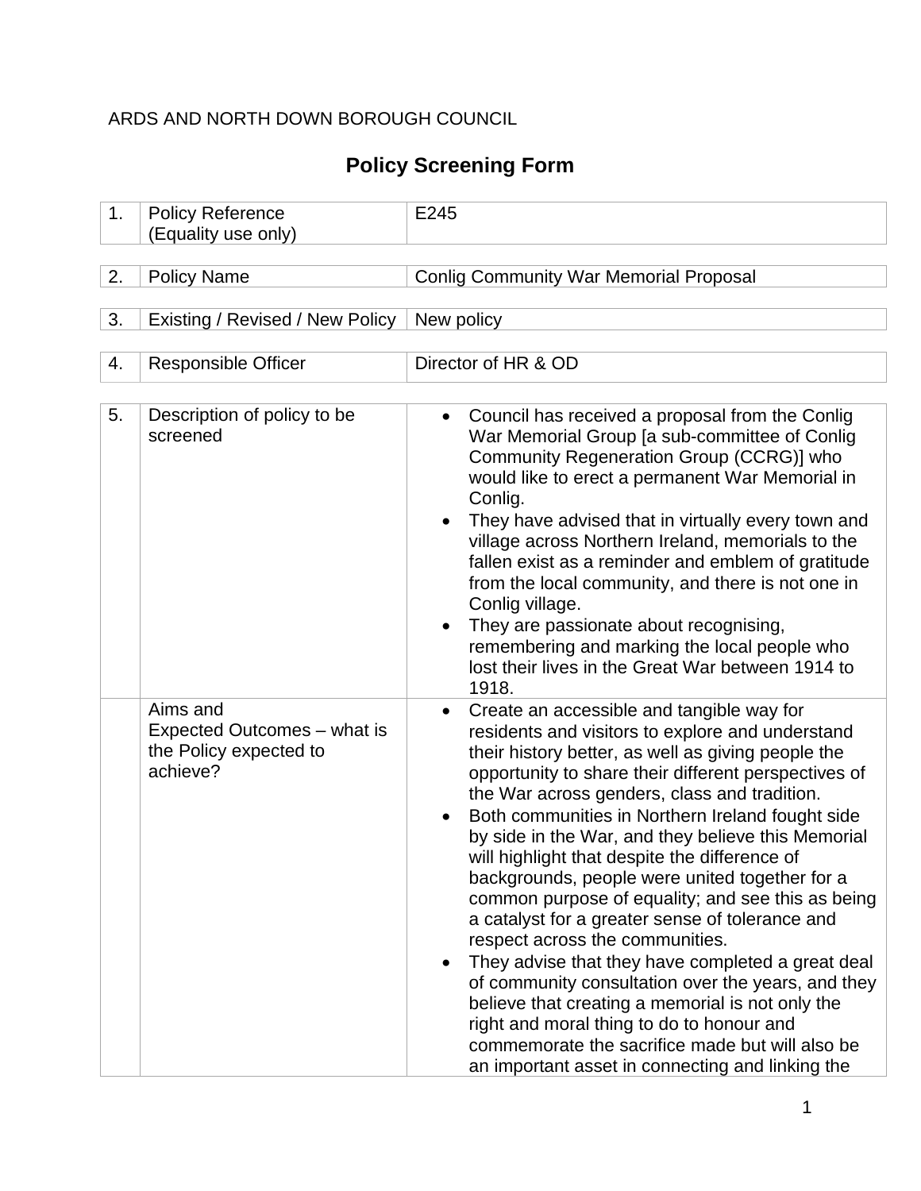ARDS AND NORTH DOWN BOROUGH COUNCIL

# Policy Screening Form

| 1. | Policy Reference (Equality use only) | E245 |
|---|---|---|

| 2. | Policy Name | Conlig Community War Memorial Proposal |
|---|---|---|

| 3. | Existing / Revised / New Policy | New policy |
|---|---|---|

| 4. | Responsible Officer | Director of HR & OD |
|---|---|---|

| 5. | Description of policy to be screened | • Council has received a proposal from the Conlig War Memorial Group [a sub-committee of Conlig Community Regeneration Group (CCRG)] who would like to erect a permanent War Memorial in Conlig.<br>• They have advised that in virtually every town and village across Northern Ireland, memorials to the fallen exist as a reminder and emblem of gratitude from the local community, and there is not one in Conlig village.<br>• They are passionate about recognising, remembering and marking the local people who lost their lives in the Great War between 1914 to 1918. |
|---|---|---|
| | Aims and Expected Outcomes – what is the Policy expected to achieve? | • Create an accessible and tangible way for residents and visitors to explore and understand their history better, as well as giving people the opportunity to share their different perspectives of the War across genders, class and tradition.<br>• Both communities in Northern Ireland fought side by side in the War, and they believe this Memorial will highlight that despite the difference of backgrounds, people were united together for a common purpose of equality; and see this as being a catalyst for a greater sense of tolerance and respect across the communities.<br>• They advise that they have completed a great deal of community consultation over the years, and they believe that creating a memorial is not only the right and moral thing to do to honour and commemorate the sacrifice made but will also be an important asset in connecting and linking the |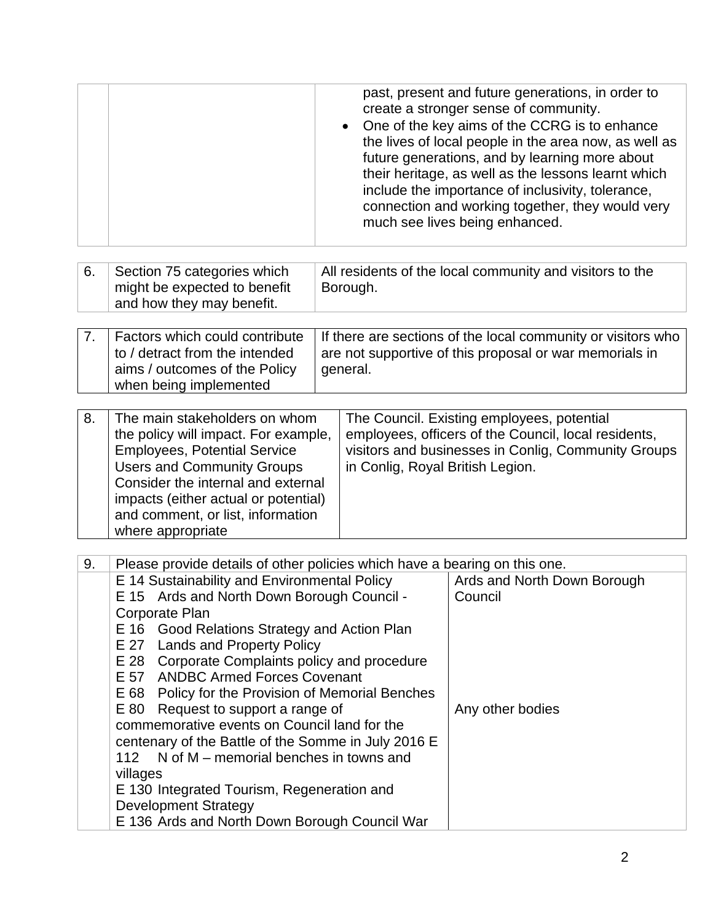| | | |
|---|---|---|
| | | past, present and future generations, in order to create a stronger sense of community.<br>• One of the key aims of the CCRG is to enhance the lives of local people in the area now, as well as future generations, and by learning more about their heritage, as well as the lessons learnt which include the importance of inclusivity, tolerance, connection and working together, they would very much see lives being enhanced. |

| | | |
|---|---|---|
| 6. | Section 75 categories which might be expected to benefit and how they may benefit. | All residents of the local community and visitors to the Borough. |

| | | |
|---|---|---|
| 7. | Factors which could contribute to / detract from the intended aims / outcomes of the Policy when being implemented | If there are sections of the local community or visitors who are not supportive of this proposal or war memorials in general. |

| | | |
|---|---|---|
| 8. | The main stakeholders on whom the policy will impact. For example, Employees, Potential Service Users and Community Groups Consider the internal and external impacts (either actual or potential) and comment, or list, information where appropriate | The Council. Existing employees, potential employees, officers of the Council, local residents, visitors and businesses in Conlig, Community Groups in Conlig, Royal British Legion. |

| | | |
|---|---|---|
| 9. | Please provide details of other policies which have a bearing on this one. | |
| | E 14 Sustainability and Environmental Policy<br>E 15 Ards and North Down Borough Council - Corporate Plan<br>E 16 Good Relations Strategy and Action Plan<br>E 27 Lands and Property Policy<br>E 28 Corporate Complaints policy and procedure<br>E 57 ANDBC Armed Forces Covenant<br>E 68 Policy for the Provision of Memorial Benches | Ards and North Down Borough Council |
| | E 80 Request to support a range of commemorative events on Council land for the centenary of the Battle of the Somme in July 2016 E 112 N of M – memorial benches in towns and villages<br>E 130 Integrated Tourism, Regeneration and Development Strategy<br>E 136 Ards and North Down Borough Council War | Any other bodies |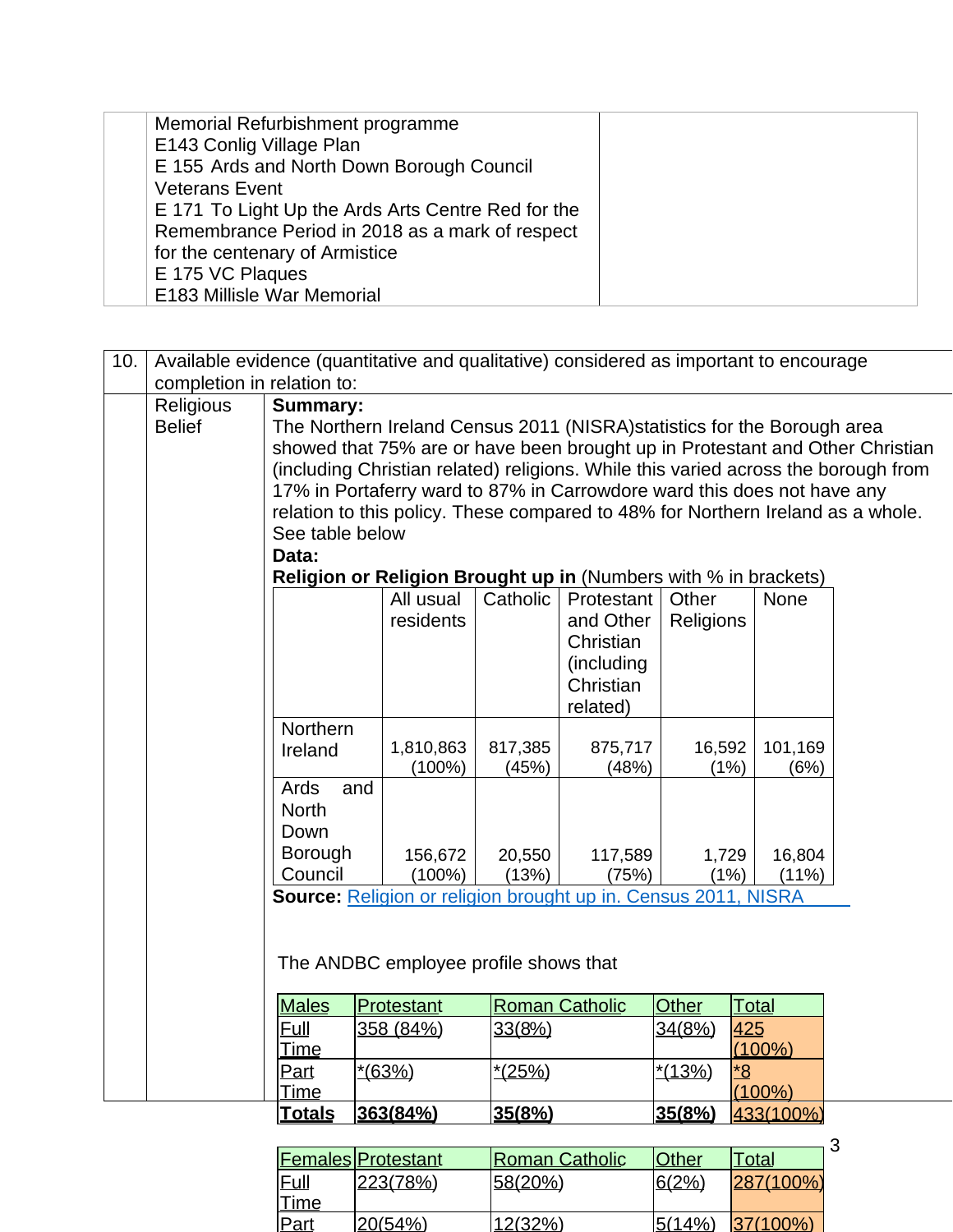| | Memorial Refurbishment programme<br>E143 Conlig Village Plan<br>E 155 Ards and North Down Borough Council Veterans Event<br>E 171 To Light Up the Ards Arts Centre Red for the Remembrance Period in 2018 as a mark of respect for the centenary of Armistice<br>E 175 VC Plaques<br>E183 Millisle War Memorial | |
|---|---|---|

| 10. | Available evidence (quantitative and qualitative) considered as important to encourage completion in relation to: |
|---|---|

**Religious Belief**

**Summary:**

The Northern Ireland Census 2011 (NISRA)statistics for the Borough area showed that 75% are or have been brought up in Protestant and Other Christian (including Christian related) religions. While this varied across the borough from 17% in Portaferry ward to 87% in Carrowdore ward this does not have any relation to this policy. These compared to 48% for Northern Ireland as a whole. See table below

**Data:**

**Religion or Religion Brought up in** (Numbers with % in brackets)

| | All usual residents | Catholic | Protestant and Other Christian (including Christian related) | Other Religions | None |
|---|---|---|---|---|---|
| Northern Ireland | 1,810,863 (100%) | 817,385 (45%) | 875,717 (48%) | 16,592 (1%) | 101,169 (6%) |
| Ards and North Down Borough Council | 156,672 (100%) | 20,550 (13%) | 117,589 (75%) | 1,729 (1%) | 16,804 (11%) |

**Source:** Religion or religion brought up in. Census 2011, NISRA

The ANDBC employee profile shows that

| Males | Protestant | Roman Catholic | Other | Total |
|---|---|---|---|---|
| Full Time | 358 (84%) | 33(8%) | 34(8%) | 425 (100%) |
| Part Time | *(63%) | *(25%) | *(13%) | *8 (100%) |
| **Totals** | **363(84%)** | **35(8%)** | **35(8%)** | 433(100%) |

| Females | Protestant | Roman Catholic | Other | Total |
|---|---|---|---|---|
| Full Time | 223(78%) | 58(20%) | 6(2%) | 287(100%) |
| Part | 20(54%) | 12(32%) | 5(14%) | 37(100%) |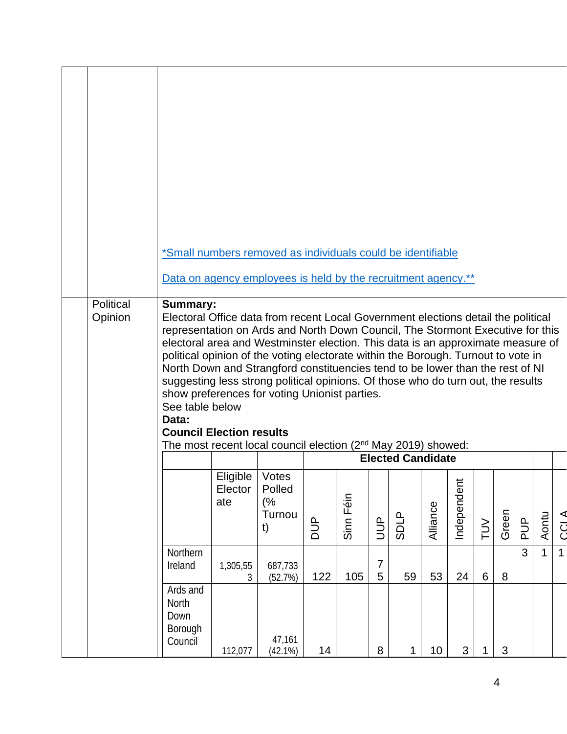*Small numbers removed as individuals could be identifiable

Data on agency employees is held by the recruitment agency.**

**Political Opinion**

**Summary:**
Electoral Office data from recent Local Government elections detail the political representation on Ards and North Down Council, The Stormont Executive for this electoral area and Westminster election. This data is an approximate measure of political opinion of the voting electorate within the Borough. Turnout to vote in North Down and Strangford constituencies tend to be lower than the rest of NI suggesting less strong political opinions. Of those who do turn out, the results show preferences for voting Unionist parties.
See table below

**Data:**

**Council Election results**

The most recent local council election (2nd May 2019) showed:

| | | | **Elected Candidate** | | | | | | | | | | |
|---|---|---|---|---|---|---|---|---|---|---|---|---|---|
| | Eligible Electorate | Votes Polled (% Turnout) | DUP | Sinn Féin | UUP | SDLP | Alliance | Independent | TUV | Green | PUP | Aontu | CCLA |
| Northern Ireland | 1,305,553 | 687,733 (52.7%) | 122 | 105 | 75 | 59 | 53 | 24 | 6 | 8 | 3 | 1 | 1 |
| Ards and North Down Borough Council | 112,077 | 47,161 (42.1%) | 14 | | 8 | 1 | 10 | 3 | 1 | 3 | | | |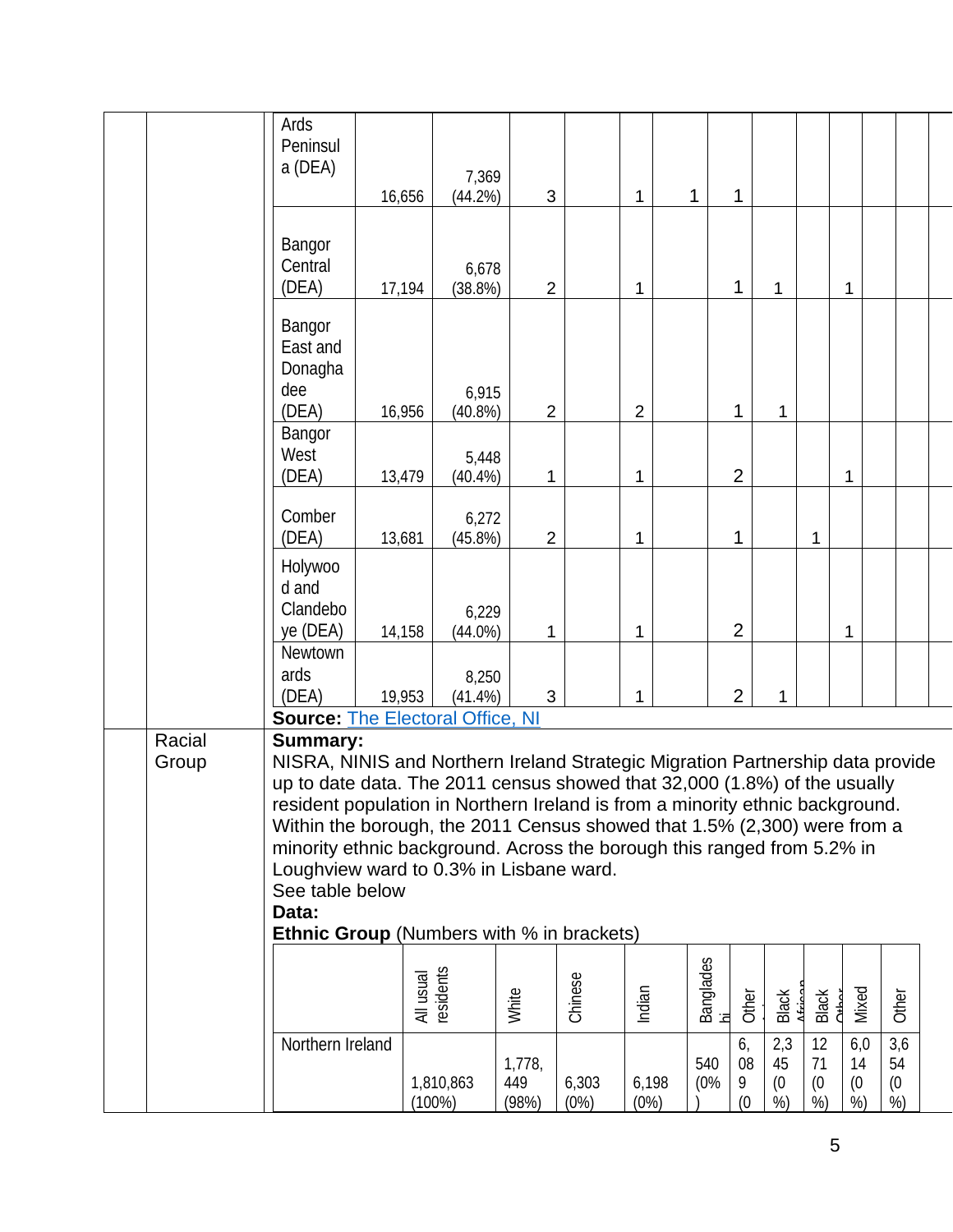| | | | | | | | | | | | | | |
|---|---|---|---|---|---|---|---|---|---|---|---|---|---|
| Ards Peninsula (DEA) | 16,656 | 7,369 (44.2%) | 3 | | 1 | 1 | 1 | | | | | | |
| Bangor Central (DEA) | 17,194 | 6,678 (38.8%) | 2 | | 1 | | 1 | 1 | | 1 | | | |
| Bangor East and Donaghadee (DEA) | 16,956 | 6,915 (40.8%) | 2 | | 2 | | 1 | 1 | | | | | |
| Bangor West (DEA) | 13,479 | 5,448 (40.4%) | 1 | | 1 | | 2 | | | 1 | | | |
| Comber (DEA) | 13,681 | 6,272 (45.8%) | 2 | | 1 | | 1 | | 1 | | | | |
| Holywood and Clandeboye (DEA) | 14,158 | 6,229 (44.0%) | 1 | | 1 | | 2 | | | 1 | | | |
| Newtownards (DEA) | 19,953 | 8,250 (41.4%) | 3 | | 1 | | 2 | 1 | | | | | |

**Source:** The Electoral Office, NI

**Racial Group**

**Summary:**
NISRA, NINIS and Northern Ireland Strategic Migration Partnership data provide up to date data. The 2011 census showed that 32,000 (1.8%) of the usually resident population in Northern Ireland is from a minority ethnic background. Within the borough, the 2011 Census showed that 1.5% (2,300) were from a minority ethnic background. Across the borough this ranged from 5.2% in Loughview ward to 0.3% in Lisbane ward.
See table below

**Data:**

**Ethnic Group** (Numbers with % in brackets)

| | All usual residents | White | Chinese | Indian | Bangladeshi | Other Asian | Black African | Black Other | Mixed | Other |
|---|---|---|---|---|---|---|---|---|---|---|
| Northern Ireland | 1,810,863 (100%) | 1,778,449 (98%) | 6,303 (0%) | 6,198 (0%) | 540 (0%) | 6,089 (0 | 2,345 (0%) | 1271 (0%) | 6,014 (0%) | 3,654 (0%) |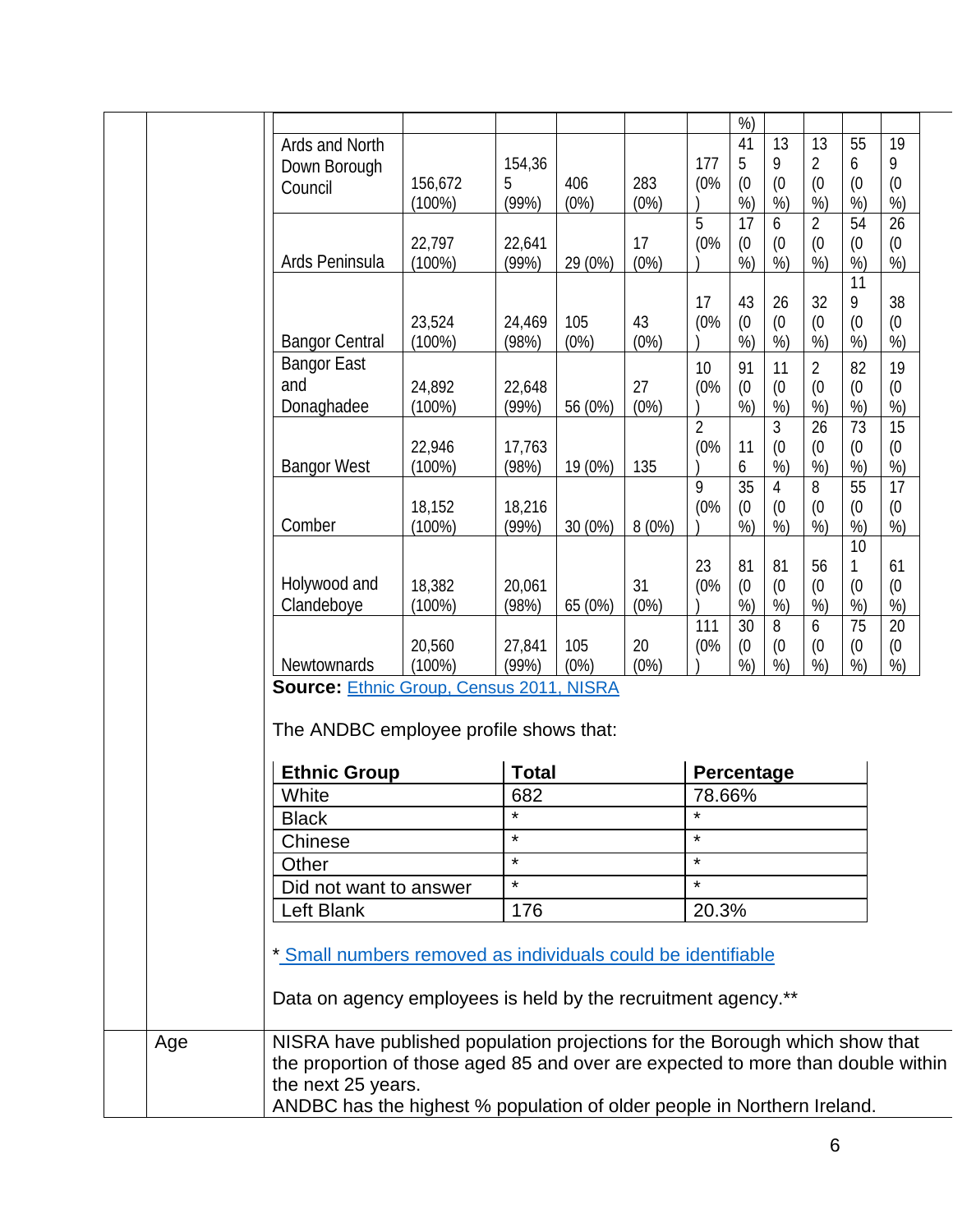| | | | | | | | | | | |
|---|---|---|---|---|---|---|---|---|---|---|
| | | | | | | %) | | | | |
| Ards and North Down Borough Council | 156,672 (100%) | 154,365 (99%) | 406 (0%) | 283 (0%) | 177 (0%) | 415 (0%) | 139 (0%) | 132 (0%) | 556 (0%) | 199 (0%) |
| Ards Peninsula | 22,797 (100%) | 22,641 (99%) | 29 (0%) | 17 (0%) | 5 (0%) | 17 (0%) | 6 (0%) | 2 (0%) | 54 (0%) | 26 (0%) |
| Bangor Central | 23,524 (100%) | 24,469 (98%) | 105 (0%) | 43 (0%) | 17 (0%) | 43 (0%) | 26 (0%) | 32 (0%) | 119 (0%) | 38 (0%) |
| Bangor East and Donaghadee | 24,892 (100%) | 22,648 (99%) | 56 (0%) | 27 (0%) | 10 (0%) | 91 (0%) | 11 (0%) | 2 (0%) | 82 (0%) | 19 (0%) |
| Bangor West | 22,946 (100%) | 17,763 (98%) | 19 (0%) | 135 | 2 (0%) | 116 | 3 (0%) | 26 (0%) | 73 (0%) | 15 (0%) |
| Comber | 18,152 (100%) | 18,216 (99%) | 30 (0%) | 8 (0%) | 9 (0%) | 35 (0%) | 4 (0%) | 8 (0%) | 55 (0%) | 17 (0%) |
| Holywood and Clandeboye | 18,382 (100%) | 20,061 (98%) | 65 (0%) | 31 (0%) | 23 (0%) | 81 (0%) | 81 (0%) | 56 (0%) | 101 (0%) | 61 (0%) |
| Newtownards | 20,560 (100%) | 27,841 (99%) | 105 (0%) | 20 (0%) | 111 (0%) | 30 (0%) | 8 (0%) | 6 (0%) | 75 (0%) | 20 (0%) |

**Source:** Ethnic Group, Census 2011, NISRA

The ANDBC employee profile shows that:

| Ethnic Group | Total | Percentage |
|---|---|---|
| White | 682 | 78.66% |
| Black | * | * |
| Chinese | * | * |
| Other | * | * |
| Did not want to answer | * | * |
| Left Blank | 176 | 20.3% |

* Small numbers removed as individuals could be identifiable

Data on agency employees is held by the recruitment agency.**

| | | |
|---|---|---|
| | Age | NISRA have published population projections for the Borough which show that the proportion of those aged 85 and over are expected to more than double within the next 25 years.<br>ANDBC has the highest % population of older people in Northern Ireland. |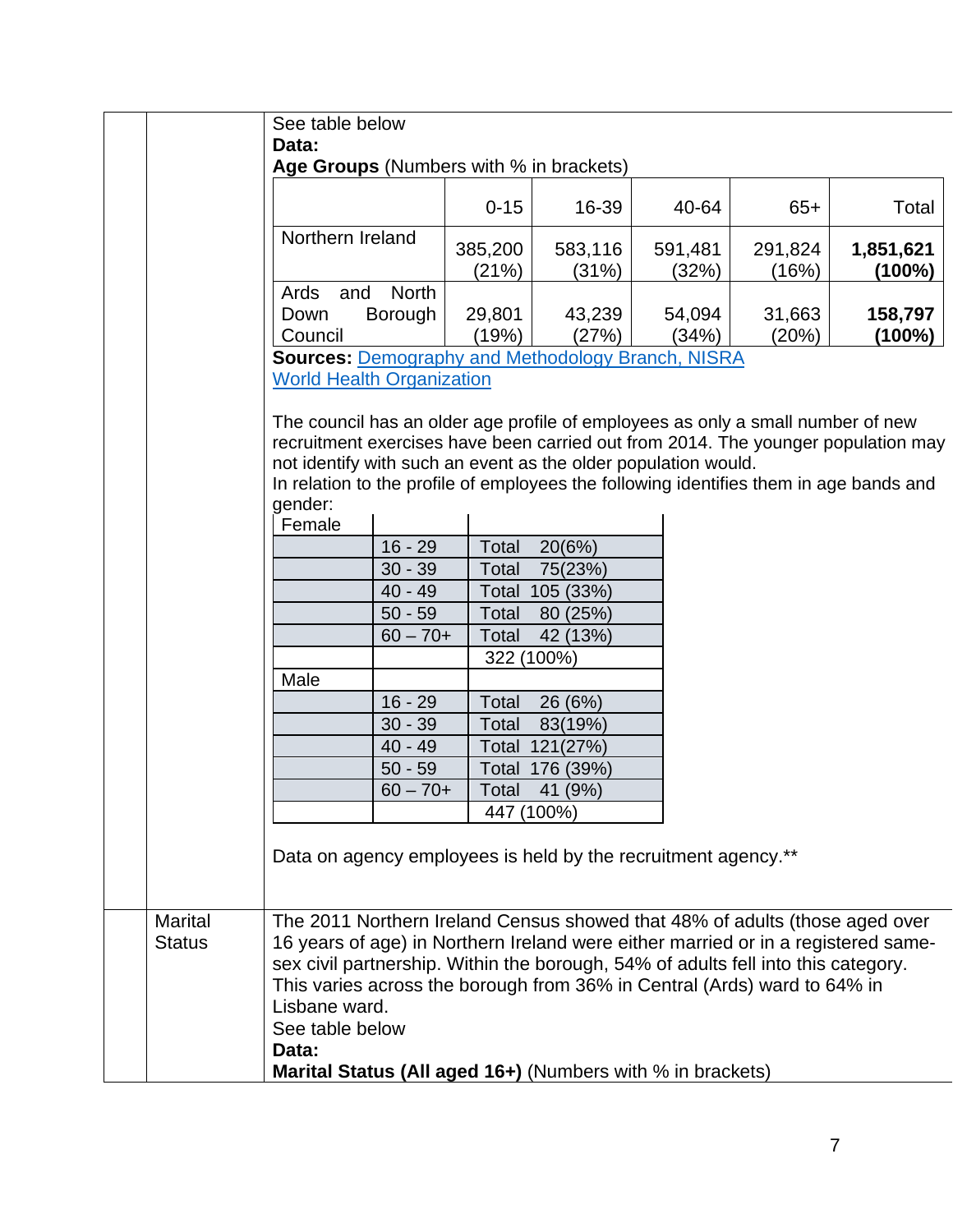See table below

**Data:**

**Age Groups** (Numbers with % in brackets)

| | 0-15 | 16-39 | 40-64 | 65+ | Total |
|---|---|---|---|---|---|
| Northern Ireland | 385,200 (21%) | 583,116 (31%) | 591,481 (32%) | 291,824 (16%) | **1,851,621 (100%)** |
| Ards and North Down Borough Council | 29,801 (19%) | 43,239 (27%) | 54,094 (34%) | 31,663 (20%) | **158,797 (100%)** |

**Sources:** [Demography and Methodology Branch, NISRA](#)
[World Health Organization](#)

The council has an older age profile of employees as only a small number of new recruitment exercises have been carried out from 2014. The younger population may not identify with such an event as the older population would.

In relation to the profile of employees the following identifies them in age bands and gender:

| Female | | |
|---|---|---|
| | 16 - 29 | Total 20(6%) |
| | 30 - 39 | Total 75(23%) |
| | 40 - 49 | Total 105 (33%) |
| | 50 - 59 | Total 80 (25%) |
| | 60 – 70+ | Total 42 (13%) |
| | | 322 (100%) |
| Male | | |
| | 16 - 29 | Total 26 (6%) |
| | 30 - 39 | Total 83(19%) |
| | 40 - 49 | Total 121(27%) |
| | 50 - 59 | Total 176 (39%) |
| | 60 – 70+ | Total 41 (9%) |
| | | 447 (100%) |

Data on agency employees is held by the recruitment agency.**

**Marital Status**

The 2011 Northern Ireland Census showed that 48% of adults (those aged over 16 years of age) in Northern Ireland were either married or in a registered same-sex civil partnership. Within the borough, 54% of adults fell into this category. This varies across the borough from 36% in Central (Ards) ward to 64% in Lisbane ward.

See table below

**Data:**

**Marital Status (All aged 16+)** (Numbers with % in brackets)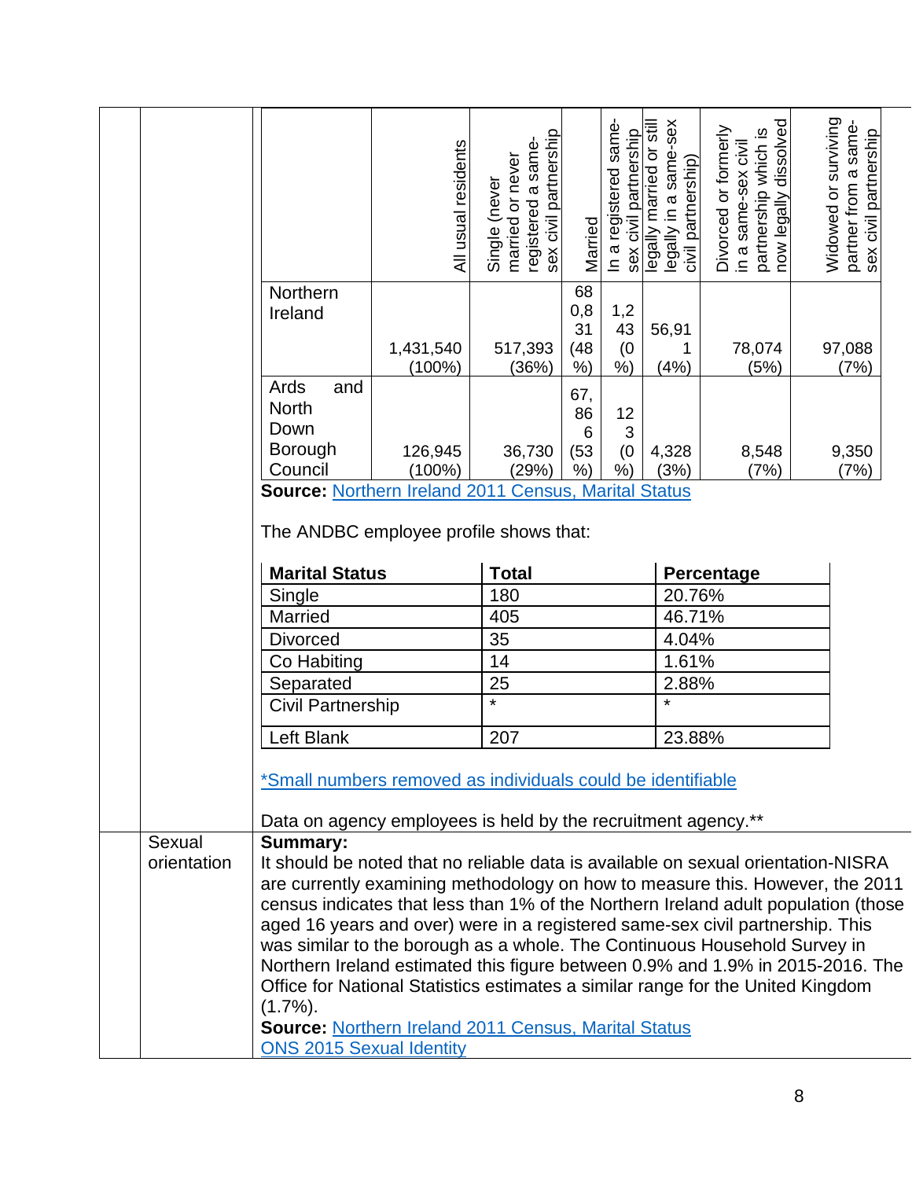| | All usual residents | Single (never married or never registered a same-sex civil partnership | Married | In a registered same-sex civil partnership | legally married or still legally in a same-sex civil partnership) | Divorced or formerly in a same-sex civil partnership which is now legally dissolved | Widowed or surviving partner from a same-sex civil partnership |
|---|---|---|---|---|---|---|---|
| Northern Ireland | 1,431,540 (100%) | 517,393 (36%) | 680,831 (48%) | 1,243 (0%) | 56,911 (4%) | 78,074 (5%) | 97,088 (7%) |
| Ards and North Down Borough Council | 126,945 (100%) | 36,730 (29%) | 67,866 (53%) | 123 (0%) | 4,328 (3%) | 8,548 (7%) | 9,350 (7%) |

**Source:** Northern Ireland 2011 Census, Marital Status

The ANDBC employee profile shows that:

| Marital Status | Total | Percentage |
|---|---|---|
| Single | 180 | 20.76% |
| Married | 405 | 46.71% |
| Divorced | 35 | 4.04% |
| Co Habiting | 14 | 1.61% |
| Separated | 25 | 2.88% |
| Civil Partnership | * | * |
| Left Blank | 207 | 23.88% |

*Small numbers removed as individuals could be identifiable

Data on agency employees is held by the recruitment agency.**

**Sexual orientation**

**Summary:**
It should be noted that no reliable data is available on sexual orientation-NISRA are currently examining methodology on how to measure this. However, the 2011 census indicates that less than 1% of the Northern Ireland adult population (those aged 16 years and over) were in a registered same-sex civil partnership. This was similar to the borough as a whole. The Continuous Household Survey in Northern Ireland estimated this figure between 0.9% and 1.9% in 2015-2016. The Office for National Statistics estimates a similar range for the United Kingdom (1.7%).

**Source:** Northern Ireland 2011 Census, Marital Status
ONS 2015 Sexual Identity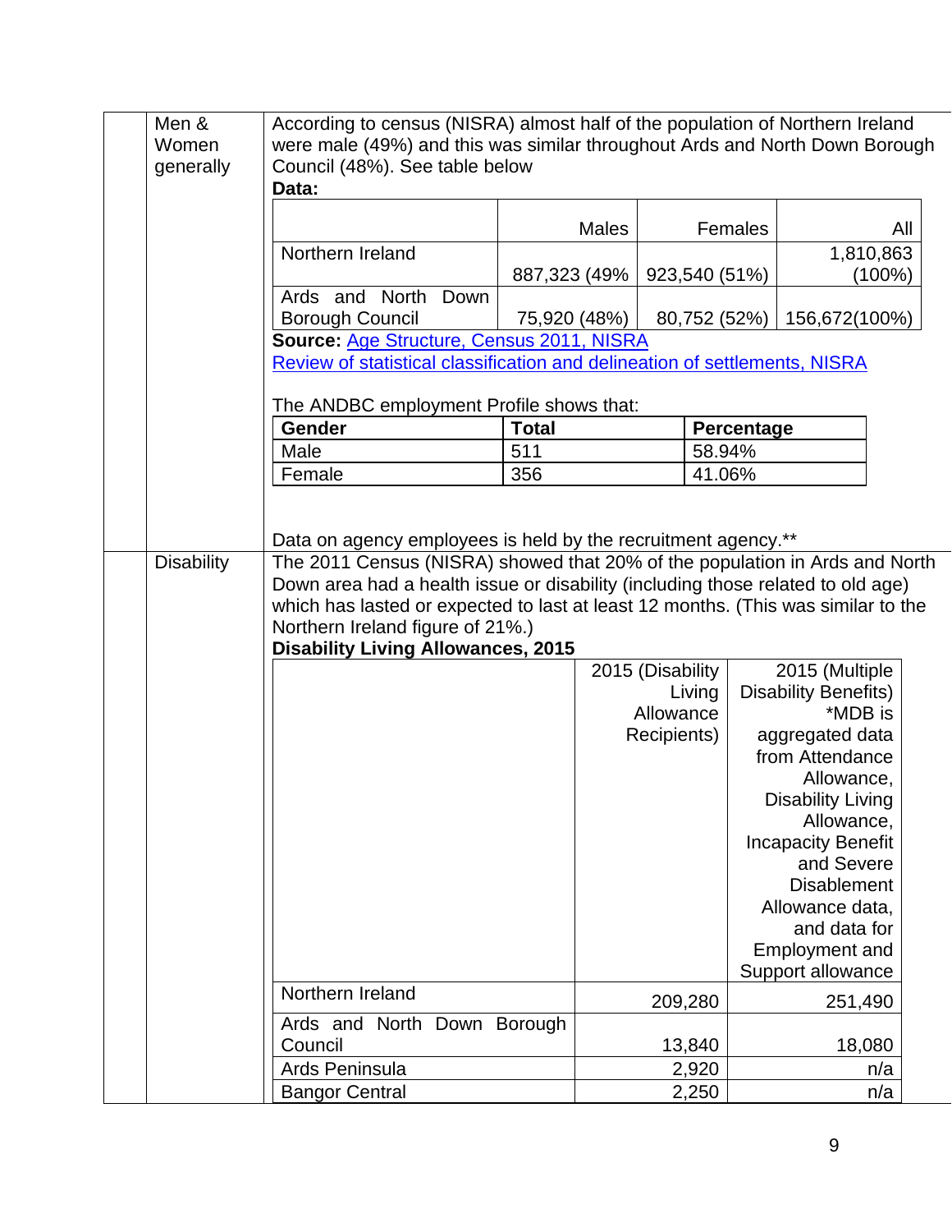| | Category | Details |
|---|---|---|
| | Men & Women generally | According to census (NISRA) almost half of the population of Northern Ireland were male (49%) and this was similar throughout Ards and North Down Borough Council (48%). See table below |
| | Disability | The 2011 Census (NISRA) showed that 20% of the population in Ards and North Down area had a health issue or disability (including those related to old age) which has lasted or expected to last at least 12 months. (This was similar to the Northern Ireland figure of 21%.) |

**Men & Women generally**

According to census (NISRA) almost half of the population of Northern Ireland were male (49%) and this was similar throughout Ards and North Down Borough Council (48%). See table below

**Data:**

| | Males | Females | All |
|---|---|---|---|
| Northern Ireland | 887,323 (49% | 923,540 (51%) | 1,810,863 (100%) |
| Ards and North Down Borough Council | 75,920 (48%) | 80,752 (52%) | 156,672(100%) |

**Source:** [Age Structure, Census 2011, NISRA](#)
[Review of statistical classification and delineation of settlements, NISRA](#)

The ANDBC employment Profile shows that:

| Gender | Total | Percentage |
|---|---|---|
| Male | 511 | 58.94% |
| Female | 356 | 41.06% |

Data on agency employees is held by the recruitment agency.**

**Disability**

The 2011 Census (NISRA) showed that 20% of the population in Ards and North Down area had a health issue or disability (including those related to old age) which has lasted or expected to last at least 12 months. (This was similar to the Northern Ireland figure of 21%.)

**Disability Living Allowances, 2015**

| | 2015 (Disability Living Allowance Recipients) | 2015 (Multiple Disability Benefits) *MDB is aggregated data from Attendance Allowance, Disability Living Allowance, Incapacity Benefit and Severe Disablement Allowance data, and data for Employment and Support allowance |
|---|---|---|
| Northern Ireland | 209,280 | 251,490 |
| Ards and North Down Borough Council | 13,840 | 18,080 |
| Ards Peninsula | 2,920 | n/a |
| Bangor Central | 2,250 | n/a |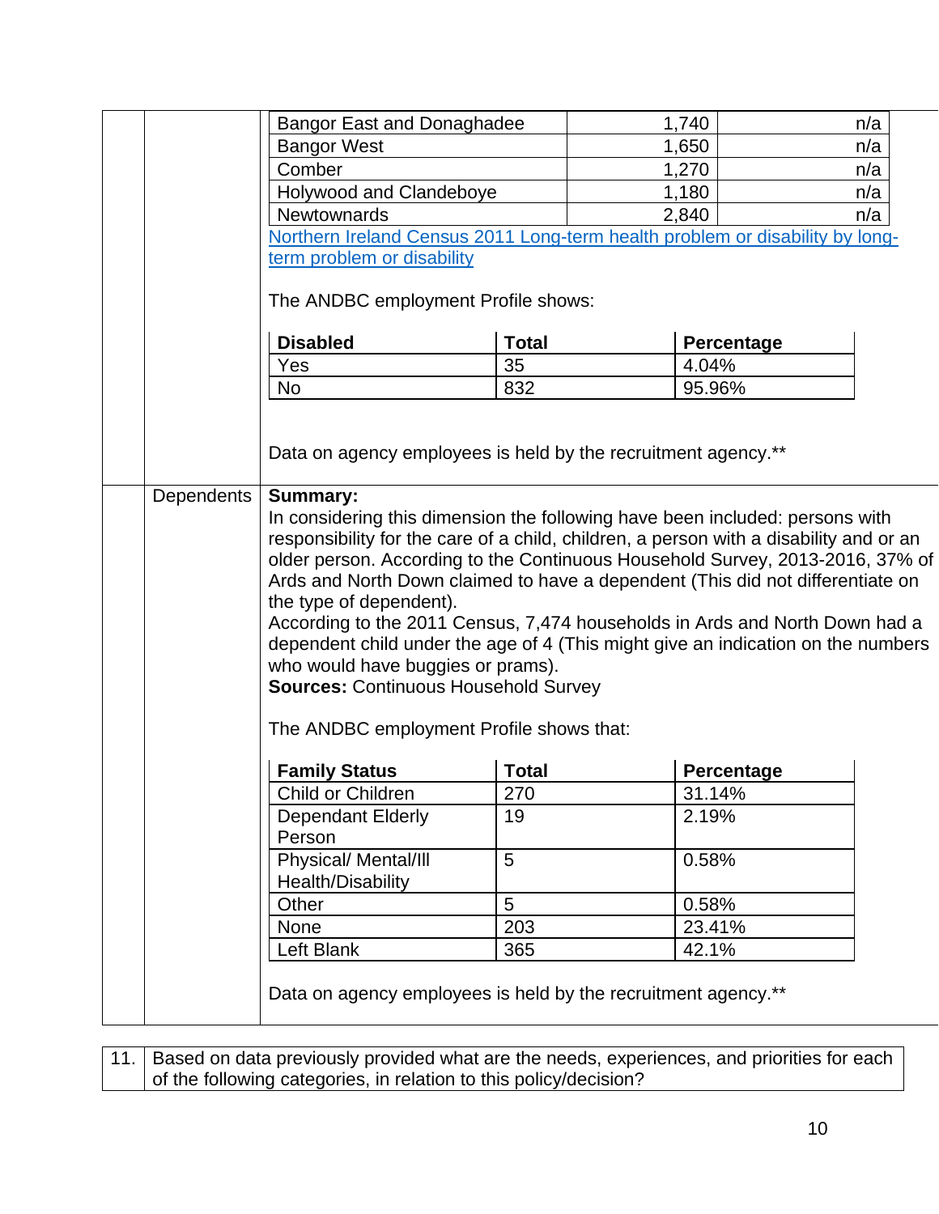| | | |
|---|---|---|
| Bangor East and Donaghadee | 1,740 | n/a |
| Bangor West | 1,650 | n/a |
| Comber | 1,270 | n/a |
| Holywood and Clandeboye | 1,180 | n/a |
| Newtownards | 2,840 | n/a |

Northern Ireland Census 2011 Long-term health problem or disability by long-term problem or disability

The ANDBC employment Profile shows:

| Disabled | Total | Percentage |
|---|---|---|
| Yes | 35 | 4.04% |
| No | 832 | 95.96% |

Data on agency employees is held by the recruitment agency.**

## Dependents

**Summary:**
In considering this dimension the following have been included: persons with responsibility for the care of a child, children, a person with a disability and or an older person. According to the Continuous Household Survey, 2013-2016, 37% of Ards and North Down claimed to have a dependent (This did not differentiate on the type of dependent).
According to the 2011 Census, 7,474 households in Ards and North Down had a dependent child under the age of 4 (This might give an indication on the numbers who would have buggies or prams).
**Sources:** Continuous Household Survey

The ANDBC employment Profile shows that:

| Family Status | Total | Percentage |
|---|---|---|
| Child or Children | 270 | 31.14% |
| Dependant Elderly Person | 19 | 2.19% |
| Physical/ Mental/Ill Health/Disability | 5 | 0.58% |
| Other | 5 | 0.58% |
| None | 203 | 23.41% |
| Left Blank | 365 | 42.1% |

Data on agency employees is held by the recruitment agency.**

| 11. | Based on data previously provided what are the needs, experiences, and priorities for each of the following categories, in relation to this policy/decision? |
|---|---|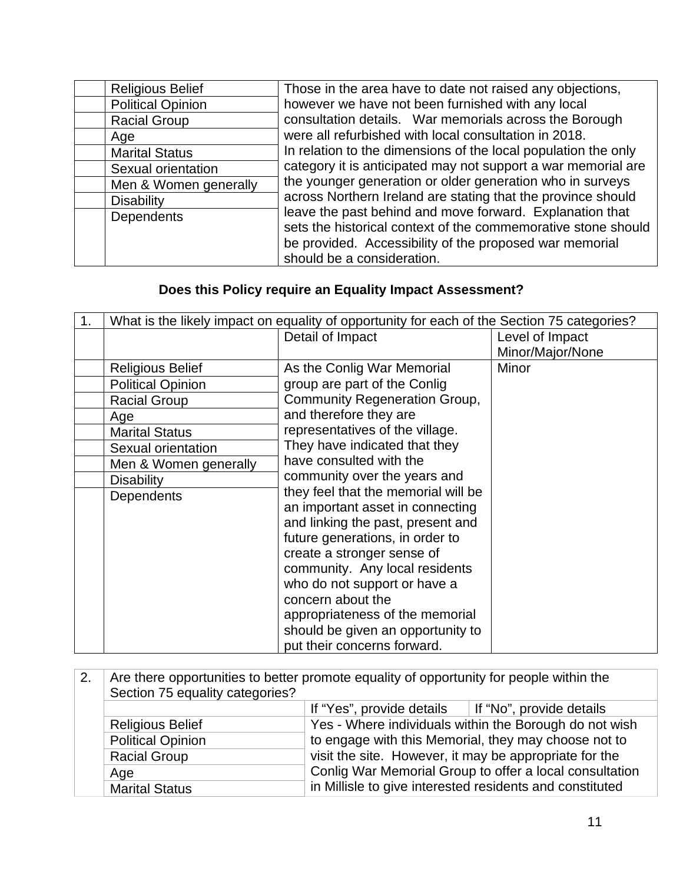| | | |
|---|---|---|
| | Religious Belief<br>Political Opinion<br>Racial Group<br>Age<br>Marital Status<br>Sexual orientation<br>Men & Women generally<br>Disability<br>Dependents | Those in the area have to date not raised any objections, however we have not been furnished with any local consultation details. War memorials across the Borough were all refurbished with local consultation in 2018. In relation to the dimensions of the local population the only category it is anticipated may not support a war memorial are the younger generation or older generation who in surveys across Northern Ireland are stating that the province should leave the past behind and move forward. Explanation that sets the historical context of the commemorative stone should be provided. Accessibility of the proposed war memorial should be a consideration. |

**Does this Policy require an Equality Impact Assessment?**

| 1. | What is the likely impact on equality of opportunity for each of the Section 75 categories? | | |
|---|---|---|---|
| | | Detail of Impact | Level of Impact Minor/Major/None |
| | Religious Belief<br>Political Opinion<br>Racial Group<br>Age<br>Marital Status<br>Sexual orientation<br>Men & Women generally<br>Disability<br>Dependents | As the Conlig War Memorial group are part of the Conlig Community Regeneration Group, and therefore they are representatives of the village. They have indicated that they have consulted with the community over the years and they feel that the memorial will be an important asset in connecting and linking the past, present and future generations, in order to create a stronger sense of community. Any local residents who do not support or have a concern about the appropriateness of the memorial should be given an opportunity to put their concerns forward. | Minor |

| 2. | Are there opportunities to better promote equality of opportunity for people within the Section 75 equality categories? | | |
|---|---|---|---|
| | | If "Yes", provide details | If "No", provide details |
| | Religious Belief<br>Political Opinion<br>Racial Group<br>Age<br>Marital Status | Yes - Where individuals within the Borough do not wish to engage with this Memorial, they may choose not to visit the site. However, it may be appropriate for the Conlig War Memorial Group to offer a local consultation in Millisle to give interested residents and constituted | |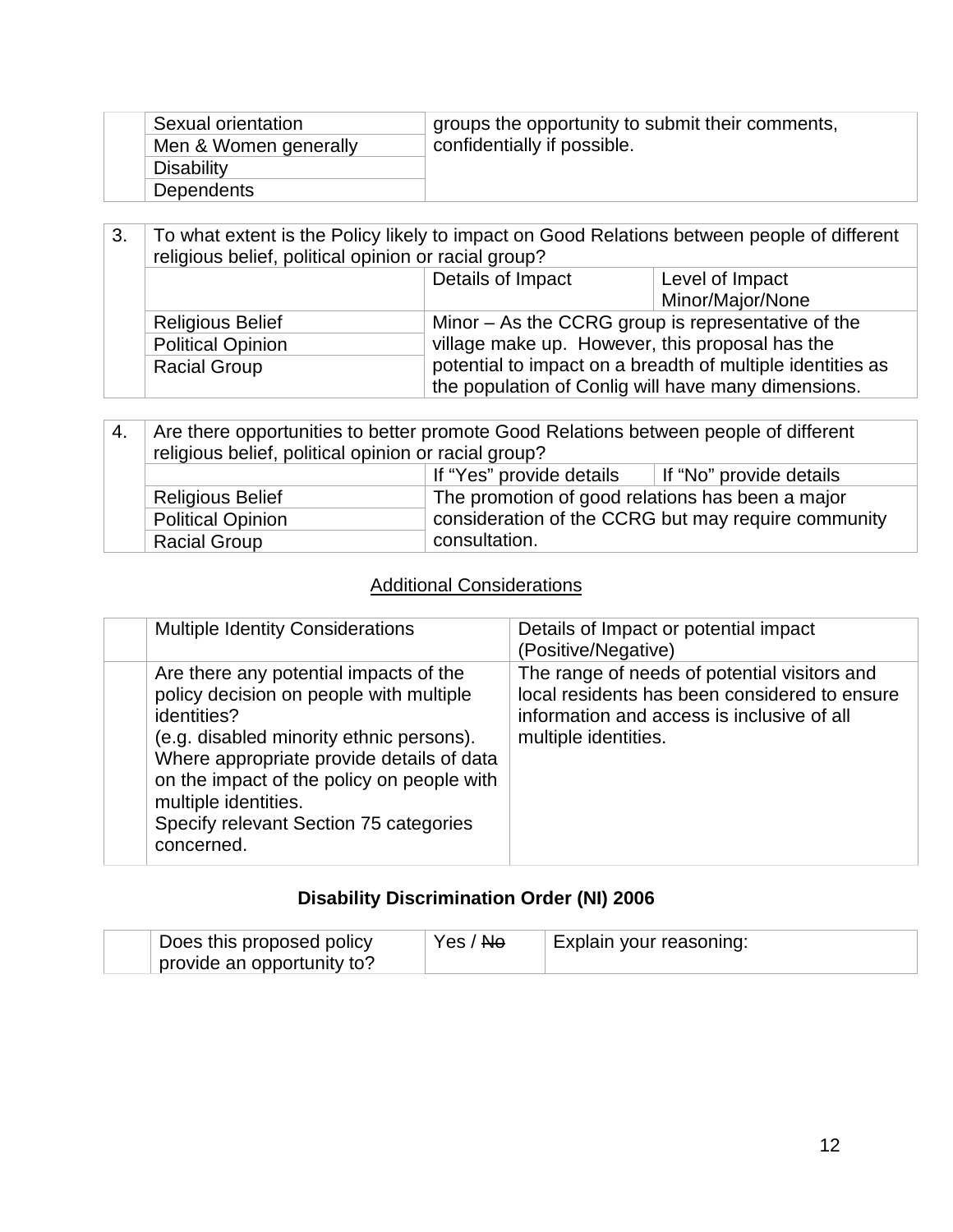| | | |
|---|---|---|
| | Sexual orientation | groups the opportunity to submit their comments, confidentially if possible. |
| | Men & Women generally | |
| | Disability | |
| | Dependents | |

| 3. | To what extent is the Policy likely to impact on Good Relations between people of different religious belief, political opinion or racial group? | | |
|---|---|---|---|
| | | Details of Impact | Level of Impact Minor/Major/None |
| | Religious Belief | Minor – As the CCRG group is representative of the village make up. However, this proposal has the potential to impact on a breadth of multiple identities as the population of Conlig will have many dimensions. | |
| | Political Opinion | | |
| | Racial Group | | |

| 4. | Are there opportunities to better promote Good Relations between people of different religious belief, political opinion or racial group? | | |
|---|---|---|---|
| | | If "Yes" provide details | If "No" provide details |
| | Religious Belief | The promotion of good relations has been a major consideration of the CCRG but may require community consultation. | |
| | Political Opinion | | |
| | Racial Group | | |

<u>Additional Considerations</u>

| | Multiple Identity Considerations | Details of Impact or potential impact (Positive/Negative) |
|---|---|---|
| | Are there any potential impacts of the policy decision on people with multiple identities? (e.g. disabled minority ethnic persons). Where appropriate provide details of data on the impact of the policy on people with multiple identities. Specify relevant Section 75 categories concerned. | The range of needs of potential visitors and local residents has been considered to ensure information and access is inclusive of all multiple identities. |

## Disability Discrimination Order (NI) 2006

| | Does this proposed policy provide an opportunity to? | Yes / ~~No~~ | Explain your reasoning: |
|---|---|---|---|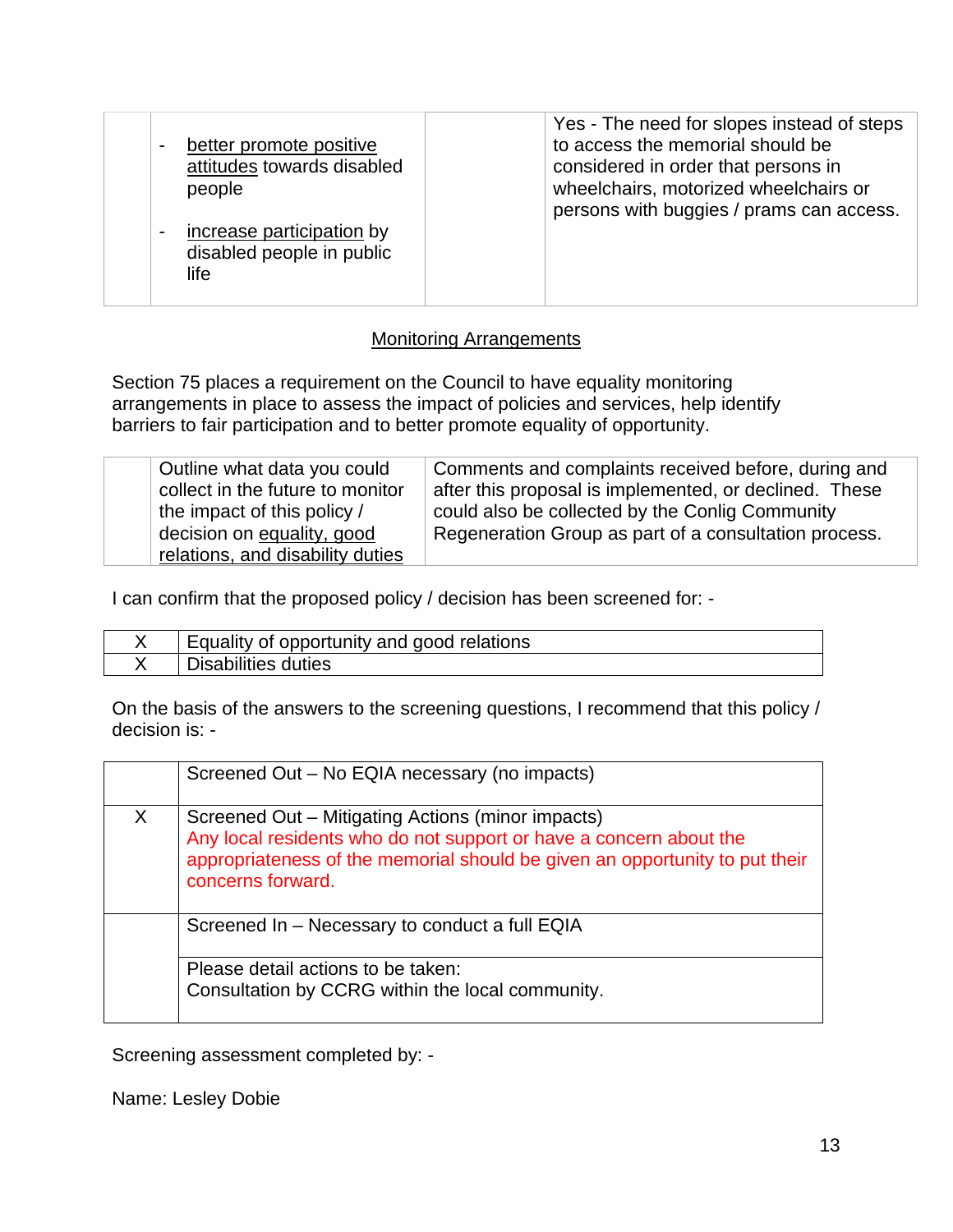| | - better promote positive attitudes towards disabled people<br><br>- increase participation by disabled people in public life | | Yes - The need for slopes instead of steps to access the memorial should be considered in order that persons in wheelchairs, motorized wheelchairs or persons with buggies / prams can access. |
|---|---|---|---|

## Monitoring Arrangements

Section 75 places a requirement on the Council to have equality monitoring arrangements in place to assess the impact of policies and services, help identify barriers to fair participation and to better promote equality of opportunity.

| | Outline what data you could collect in the future to monitor the impact of this policy / decision on equality, good relations, and disability duties | Comments and complaints received before, during and after this proposal is implemented, or declined. These could also be collected by the Conlig Community Regeneration Group as part of a consultation process. |
|---|---|---|

I can confirm that the proposed policy / decision has been screened for: -

| | |
|---|---|
| X | Equality of opportunity and good relations |
| X | Disabilities duties |

On the basis of the answers to the screening questions, I recommend that this policy / decision is: -

| | |
|---|---|
| | Screened Out – No EQIA necessary (no impacts) |
| X | Screened Out – Mitigating Actions (minor impacts)<br>Any local residents who do not support or have a concern about the appropriateness of the memorial should be given an opportunity to put their concerns forward. |
| | Screened In – Necessary to conduct a full EQIA |
| | Please detail actions to be taken:<br>Consultation by CCRG within the local community. |

Screening assessment completed by: -

Name: Lesley Dobie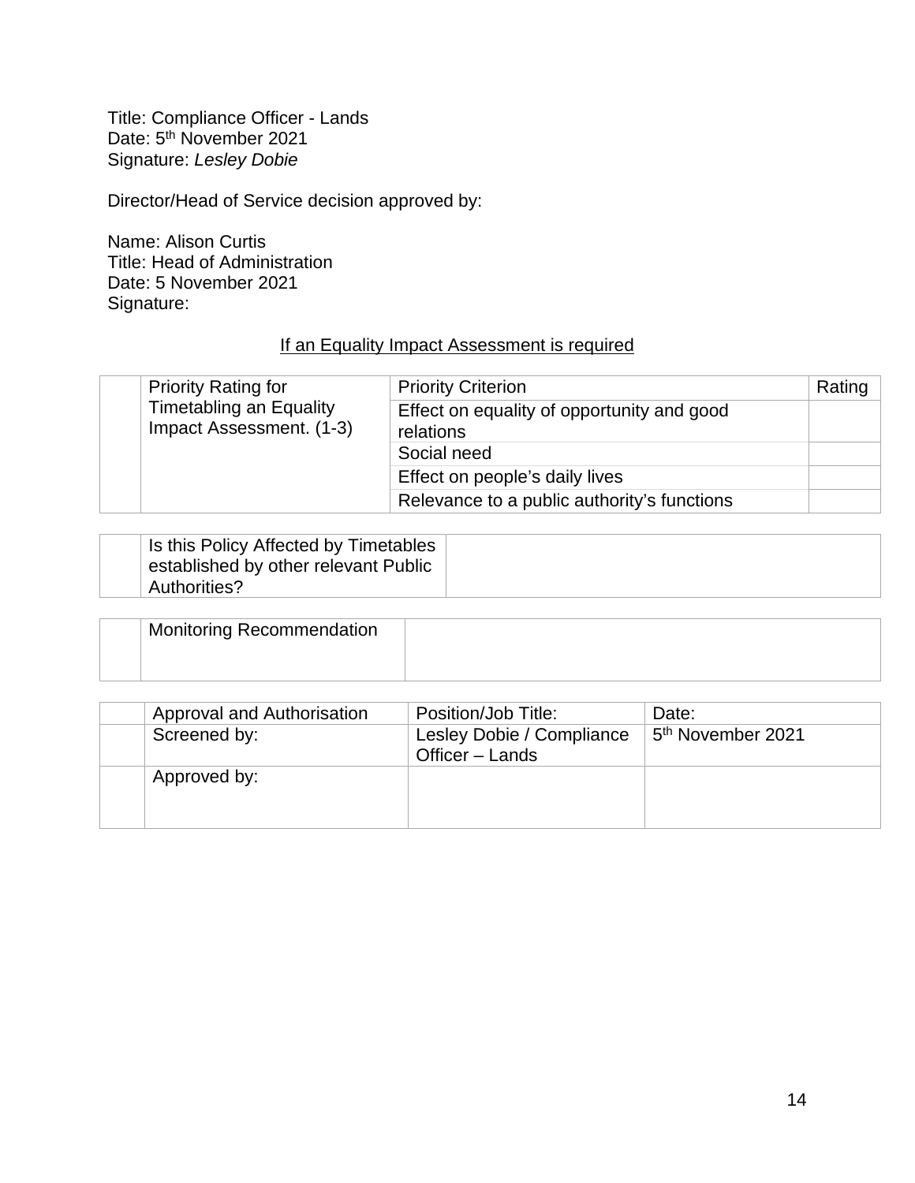Title: Compliance Officer - Lands
Date: 5th November 2021
Signature: *Lesley Dobie*

Director/Head of Service decision approved by:

Name: Alison Curtis
Title: Head of Administration
Date: 5 November 2021
Signature:

<u>If an Equality Impact Assessment is required</u>

| | | | |
|---|---|---|---|
| | Priority Rating for Timetabling an Equality Impact Assessment. (1-3) | Priority Criterion | Rating |
| | | Effect on equality of opportunity and good relations | |
| | | Social need | |
| | | Effect on people's daily lives | |
| | | Relevance to a public authority's functions | |

| | | |
|---|---|---|
| | Is this Policy Affected by Timetables established by other relevant Public Authorities? | |

| | | |
|---|---|---|
| | Monitoring Recommendation | |

| | | | |
|---|---|---|---|
| | Approval and Authorisation | Position/Job Title: | Date: |
| | Screened by: | Lesley Dobie / Compliance Officer – Lands | 5th November 2021 |
| | Approved by: | | |